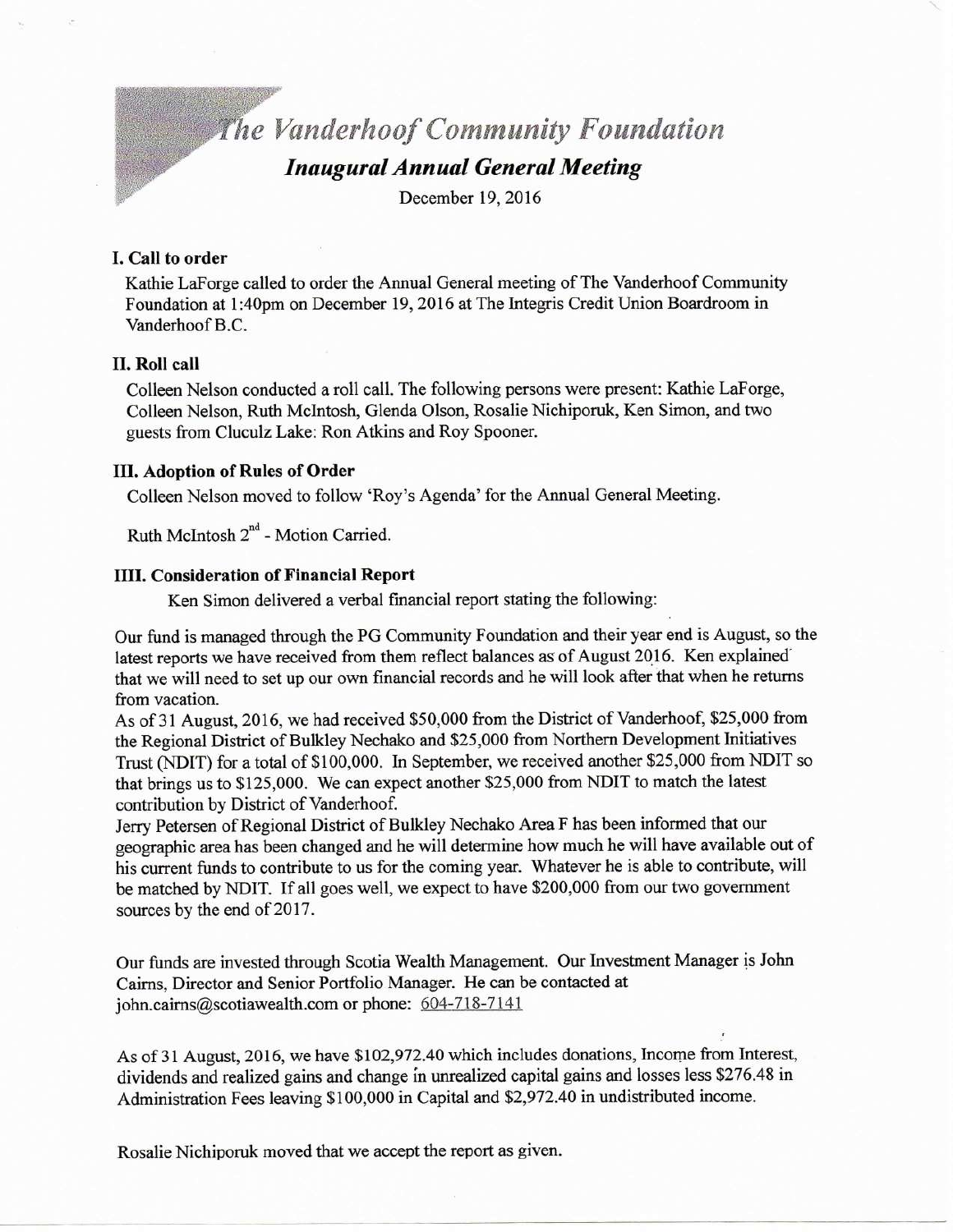// The Vanderhoof Community Foundation

## *Inaugural Annual General Meeting*

December 19, 2016

### I. Call to order

Kathie LaForge called to order the Annual General meeting of The Vanderhoof Community Foundation at 1:40pm on December 19, 2016 at The Integris Credit Union Boardroom in Vanderhoof B.C.

### II. Roll call

Colleen Nelson conducted a roll call. The following persons were present: Kathie LaForge, Colleen Nelson, Ruth McIntosh, Glenda Olson, Rosalie Nichiporuk, Ken Simon, and two guests from Cluculz Lake: Ron Atkins and Roy Spooner.

### III. Adoption of Rules of Order

Colleen Nelson moved to follow 'Roy's Agenda' for the Annual General Meeting.

Ruth McIntosh 2nd - Motion Carried.

### IIII. Consideration of Financial Report

Ken Simon delivered a verbal financial report stating the following:

Our fund is managed through the PG Community Foundation and their year end is August, so the latest reports we have received from them reflect balances as of August 2016. Ken explained that we will need to set up our own financial records and he will look after that when he returns from vacation.

As of 31 August, 2016, we had received $50,000 from the District of Vanderhoof, $25,000 from the Regional District of Bulkley Nechako and $25,000 from Northern Development Initiatives Trust (NDIT) for a total of $100,000. In September, we received another $25,000 from NDIT so that brings us to $125,000. We can expect another $25,000 from NDIT to match the latest contribution by District of Vanderhoof.

Jerry Petersen of Regional District of Bulkley Nechako Area F has been informed that our geographic area has been changed and he will determine how much he will have available out of his current funds to contribute to us for the coming year. Whatever he is able to contribute, will be matched by NDIT. If all goes well, we expect to have $200,000 from our two government sources by the end of 2017.

Our funds are invested through Scotia Wealth Management. Our Investment Manager is John Cairns, Director and Senior Portfolio Manager. He can be contacted at john.cairns@scotiawealth.com or phone: 604-718-7141

As of 31 August, 2016, we have $102,972.40 which includes donations, Income from Interest, dividends and realized gains and change in unrealized capital gains and losses less $276.48 in Administration Fees leaving $100,000 in Capital and $2,972.40 in undistributed income.

Rosalie Nichiporuk moved that we accept the report as given.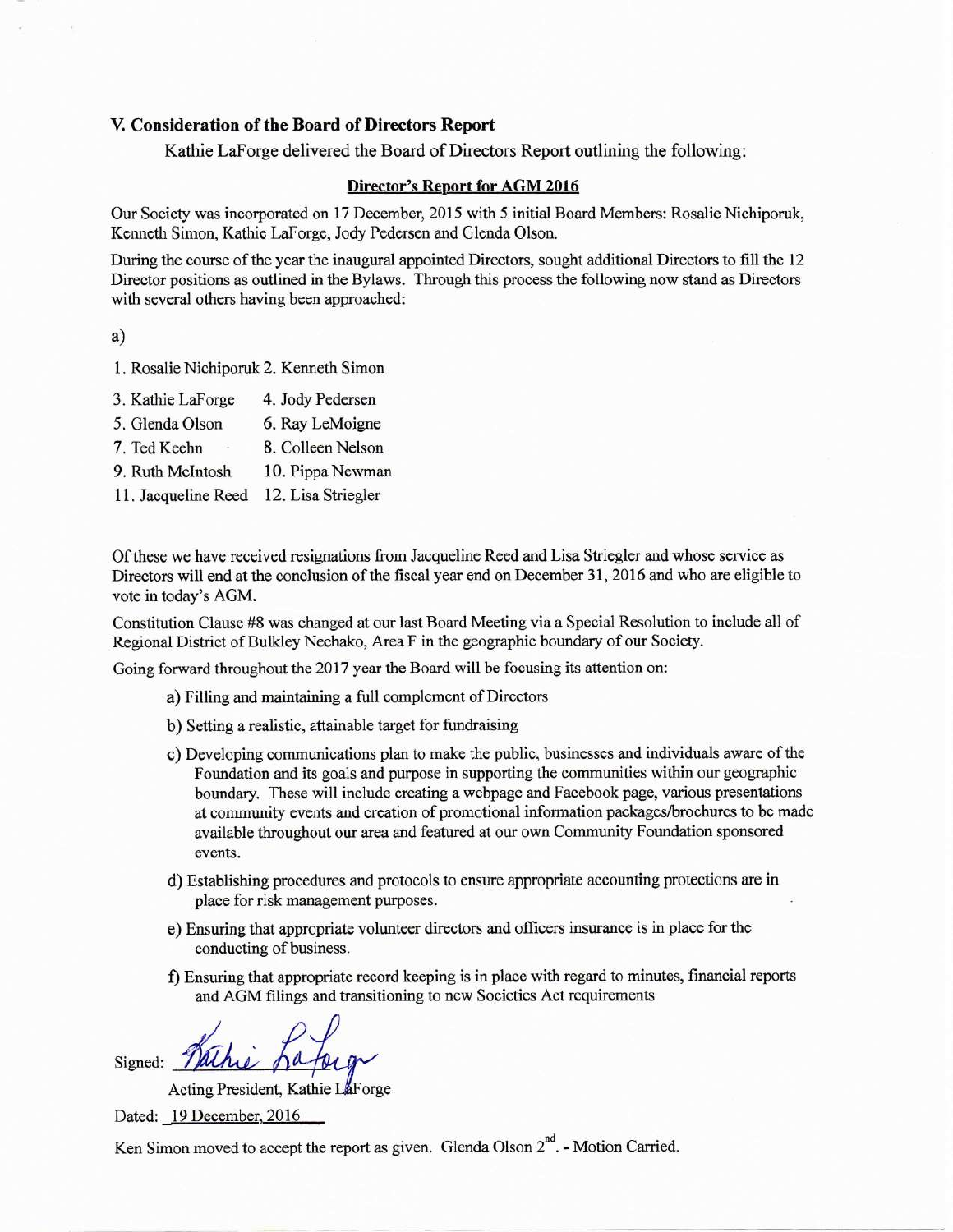## V. Consideration of the Board of Directors Report

Kathie LaForge delivered the Board of Directors Report outlining the following:

**Director's Report for AGM 2016**

Our Society was incorporated on 17 December, 2015 with 5 initial Board Members: Rosalie Nichiporuk, Kenneth Simon, Kathie LaForge, Jody Pedersen and Glenda Olson.

During the course of the year the inaugural appointed Directors, sought additional Directors to fill the 12 Director positions as outlined in the Bylaws. Through this process the following now stand as Directors with several others having been approached:

a)

1. Rosalie Nichiporuk 2. Kenneth Simon
3. Kathie LaForge 4. Jody Pedersen
5. Glenda Olson 6. Ray LeMoigne
7. Ted Keehn 8. Colleen Nelson
9. Ruth McIntosh 10. Pippa Newman
11. Jacqueline Reed 12. Lisa Striegler

Of these we have received resignations from Jacqueline Reed and Lisa Striegler and whose service as Directors will end at the conclusion of the fiscal year end on December 31, 2016 and who are eligible to vote in today's AGM.

Constitution Clause #8 was changed at our last Board Meeting via a Special Resolution to include all of Regional District of Bulkley Nechako, Area F in the geographic boundary of our Society.

Going forward throughout the 2017 year the Board will be focusing its attention on:

a) Filling and maintaining a full complement of Directors

b) Setting a realistic, attainable target for fundraising

c) Developing communications plan to make the public, businesses and individuals aware of the Foundation and its goals and purpose in supporting the communities within our geographic boundary. These will include creating a webpage and Facebook page, various presentations at community events and creation of promotional information packages/brochures to be made available throughout our area and featured at our own Community Foundation sponsored events.

d) Establishing procedures and protocols to ensure appropriate accounting protections are in place for risk management purposes.

e) Ensuring that appropriate volunteer directors and officers insurance is in place for the conducting of business.

f) Ensuring that appropriate record keeping is in place with regard to minutes, financial reports and AGM filings and transitioning to new Societies Act requirements

Signed: Kathie LaForge

Acting President, Kathie LaForge

Dated: 19 December, 2016

Ken Simon moved to accept the report as given. Glenda Olson 2nd. - Motion Carried.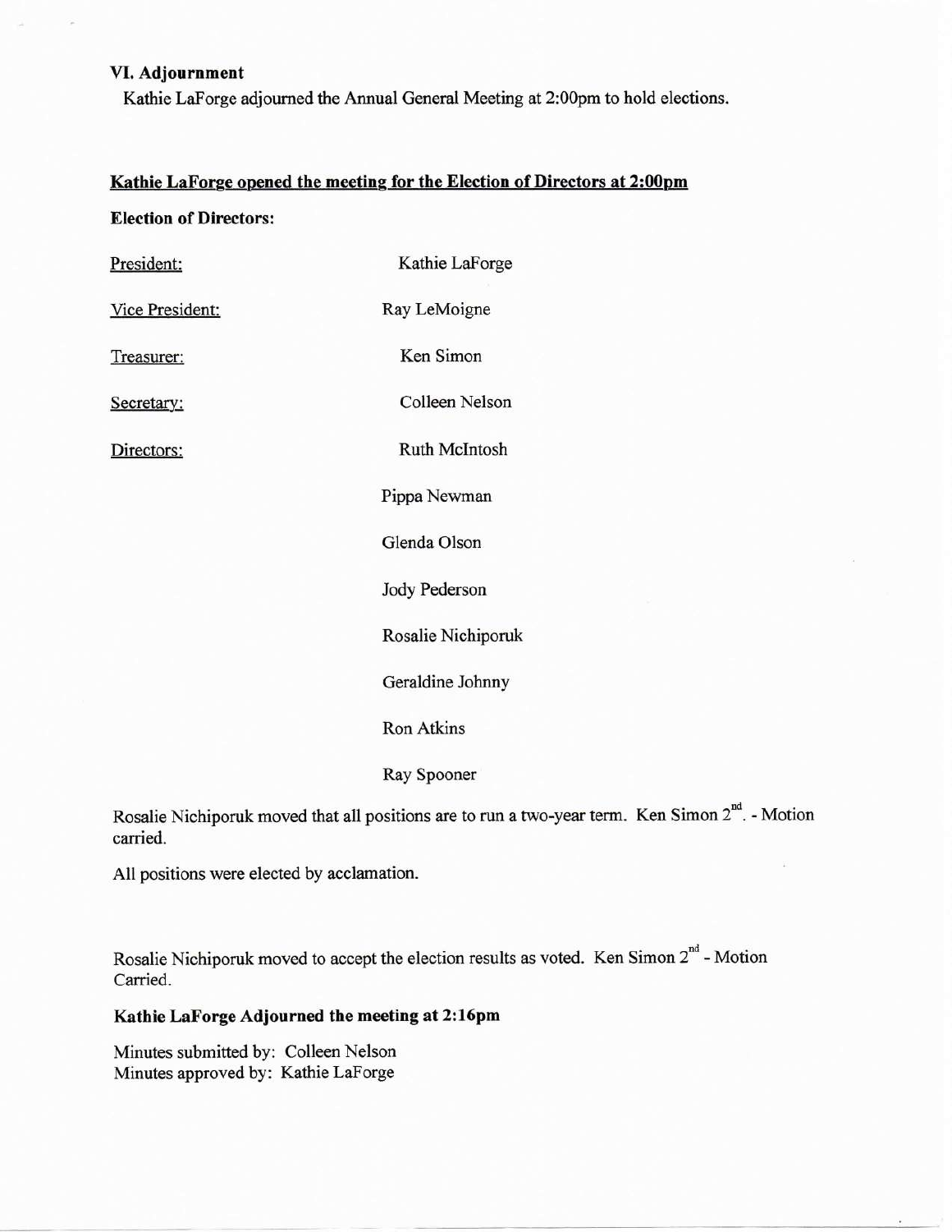### VI. Adjournment

Kathie LaForge adjourned the Annual General Meeting at 2:00pm to hold elections.

**Kathie LaForge opened the meeting for the Election of Directors at 2:00pm**

**Election of Directors:**

| | |
|---|---|
| President: | Kathie LaForge |
| Vice President: | Ray LeMoigne |
| Treasurer: | Ken Simon |
| Secretary: | Colleen Nelson |
| Directors: | Ruth McIntosh |
| | Pippa Newman |
| | Glenda Olson |
| | Jody Pederson |
| | Rosalie Nichiporuk |
| | Geraldine Johnny |
| | Ron Atkins |
| | Ray Spooner |

Rosalie Nichiporuk moved that all positions are to run a two-year term. Ken Simon 2nd. - Motion carried.

All positions were elected by acclamation.

Rosalie Nichiporuk moved to accept the election results as voted. Ken Simon 2nd - Motion Carried.

**Kathie LaForge Adjourned the meeting at 2:16pm**

Minutes submitted by: Colleen Nelson
Minutes approved by: Kathie LaForge